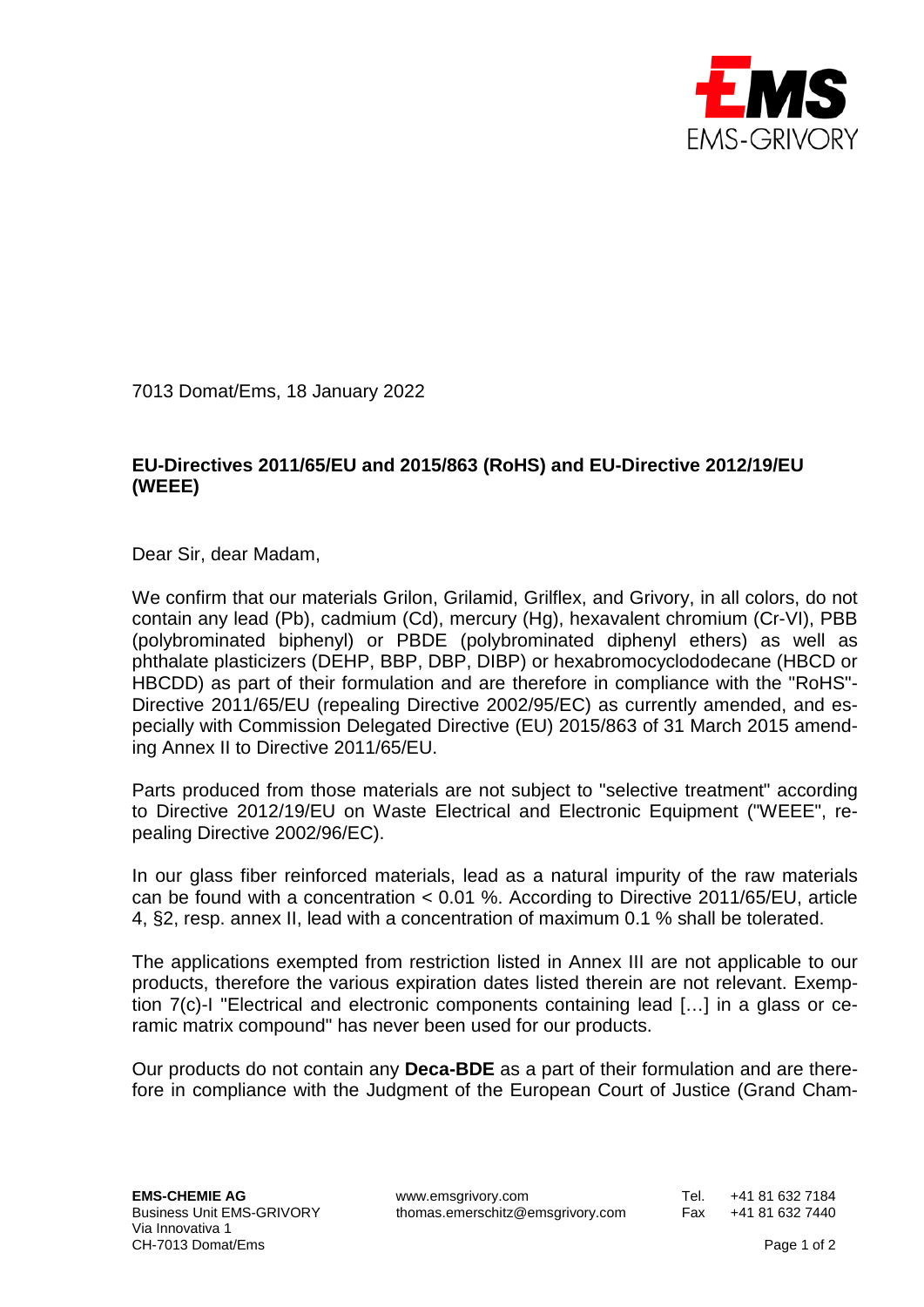7013 Domat/Ems, 18 January 2022

**EU-Directives 2011/65/EU and 2015/863 (RoHS) and EU-Directive 2012/19/EU (WEEE)**

Dear Sir, dear Madam,

We confirm that our materials Grilon, Grilamid, Grilflex, and Grivory, in all colors, do not contain any lead (Pb), cadmium (Cd), mercury (Hg), hexavalent chromium (Cr-VI), PBB (polybrominated biphenyl) or PBDE (polybrominated diphenyl ethers) as well as phthalate plasticizers (DEHP, BBP, DBP, DIBP) or hexabromocyclododecane (HBCD or HBCDD) as part of their formulation and are therefore in compliance with the "RoHS"-Directive 2011/65/EU (repealing Directive 2002/95/EC) as currently amended, and especially with Commission Delegated Directive (EU) 2015/863 of 31 March 2015 amending Annex II to Directive 2011/65/EU.

Parts produced from those materials are not subject to "selective treatment" according to Directive 2012/19/EU on Waste Electrical and Electronic Equipment ("WEEE", repealing Directive 2002/96/EC).

In our glass fiber reinforced materials, lead as a natural impurity of the raw materials can be found with a concentration < 0.01 %. According to Directive 2011/65/EU, article 4, §2, resp. annex II, lead with a concentration of maximum 0.1 % shall be tolerated.

The applications exempted from restriction listed in Annex III are not applicable to our products, therefore the various expiration dates listed therein are not relevant. Exemption 7(c)-I "Electrical and electronic components containing lead […] in a glass or ceramic matrix compound" has never been used for our products.

Our products do not contain any **Deca-BDE** as a part of their formulation and are therefore in compliance with the Judgment of the European Court of Justice (Grand Cham-

**EMS-CHEMIE AG**
Business Unit EMS-GRIVORY
Via Innovativa 1
CH-7013 Domat/Ems

www.emsgrivory.com
thomas.emerschitz@emsgrivory.com

Tel. +41 81 632 7184
Fax +41 81 632 7440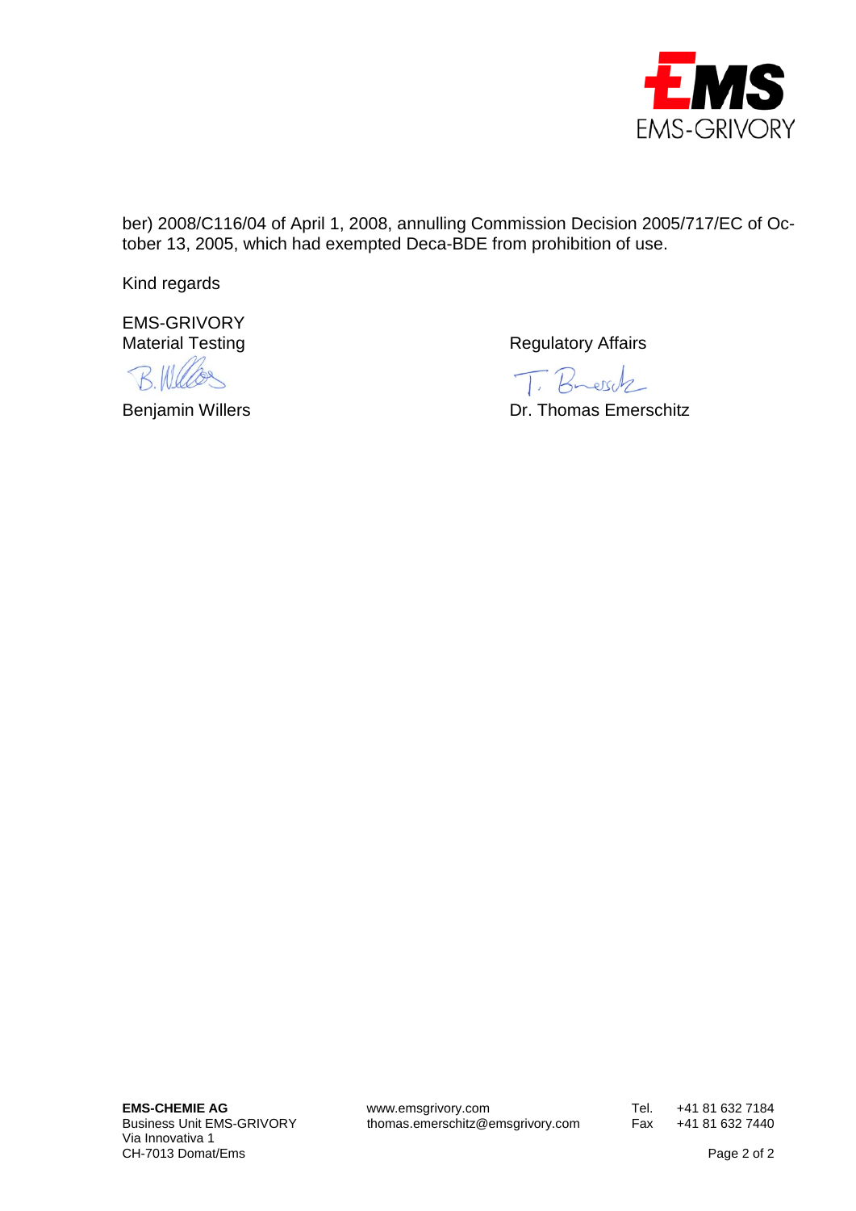ber) 2008/C116/04 of April 1, 2008, annulling Commission Decision 2005/717/EC of October 13, 2005, which had exempted Deca-BDE from prohibition of use.

Kind regards

EMS-GRIVORY
Material Testing

Benjamin Willers

Regulatory Affairs

Dr. Thomas Emerschitz

**EMS-CHEMIE AG**
Business Unit EMS-GRIVORY
Via Innovativa 1
CH-7013 Domat/Ems

www.emsgrivory.com
thomas.emerschitz@emsgrivory.com

Tel. +41 81 632 7184
Fax +41 81 632 7440